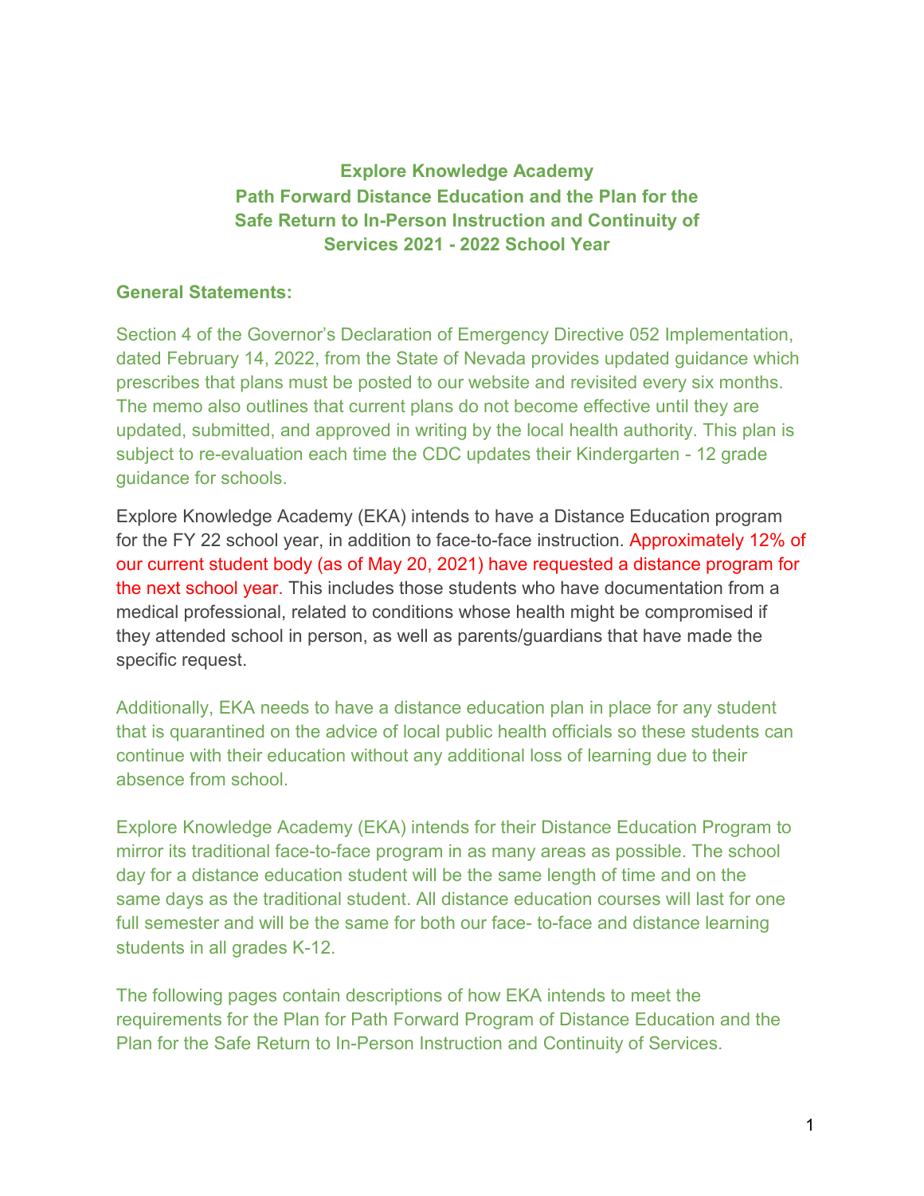# Explore Knowledge Academy
# Path Forward Distance Education and the Plan for the Safe Return to In-Person Instruction and Continuity of Services 2021 - 2022 School Year

## General Statements:

Section 4 of the Governor's Declaration of Emergency Directive 052 Implementation, dated February 14, 2022, from the State of Nevada provides updated guidance which prescribes that plans must be posted to our website and revisited every six months. The memo also outlines that current plans do not become effective until they are updated, submitted, and approved in writing by the local health authority. This plan is subject to re-evaluation each time the CDC updates their Kindergarten - 12 grade guidance for schools.

Explore Knowledge Academy (EKA) intends to have a Distance Education program for the FY 22 school year, in addition to face-to-face instruction. Approximately 12% of our current student body (as of May 20, 2021) have requested a distance program for the next school year. This includes those students who have documentation from a medical professional, related to conditions whose health might be compromised if they attended school in person, as well as parents/guardians that have made the specific request.

Additionally, EKA needs to have a distance education plan in place for any student that is quarantined on the advice of local public health officials so these students can continue with their education without any additional loss of learning due to their absence from school.

Explore Knowledge Academy (EKA) intends for their Distance Education Program to mirror its traditional face-to-face program in as many areas as possible. The school day for a distance education student will be the same length of time and on the same days as the traditional student. All distance education courses will last for one full semester and will be the same for both our face- to-face and distance learning students in all grades K-12.

The following pages contain descriptions of how EKA intends to meet the requirements for the Plan for Path Forward Program of Distance Education and the Plan for the Safe Return to In-Person Instruction and Continuity of Services.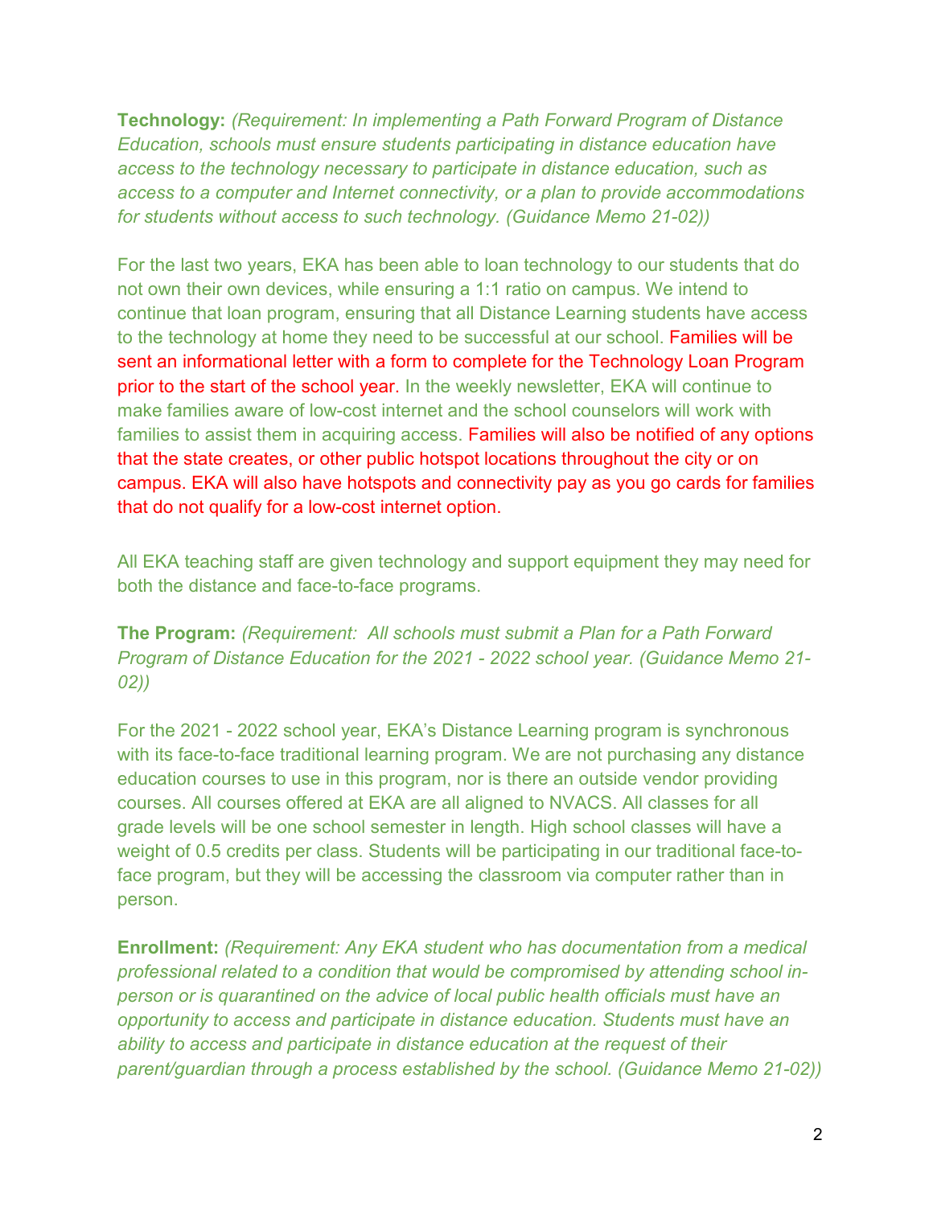**Technology:** *(Requirement: In implementing a Path Forward Program of Distance Education, schools must ensure students participating in distance education have access to the technology necessary to participate in distance education, such as access to a computer and Internet connectivity, or a plan to provide accommodations for students without access to such technology. (Guidance Memo 21-02))*

For the last two years, EKA has been able to loan technology to our students that do not own their own devices, while ensuring a 1:1 ratio on campus. We intend to continue that loan program, ensuring that all Distance Learning students have access to the technology at home they need to be successful at our school. Families will be sent an informational letter with a form to complete for the Technology Loan Program prior to the start of the school year. In the weekly newsletter, EKA will continue to make families aware of low-cost internet and the school counselors will work with families to assist them in acquiring access. Families will also be notified of any options that the state creates, or other public hotspot locations throughout the city or on campus. EKA will also have hotspots and connectivity pay as you go cards for families that do not qualify for a low-cost internet option.

All EKA teaching staff are given technology and support equipment they may need for both the distance and face-to-face programs.

**The Program:** *(Requirement: All schools must submit a Plan for a Path Forward Program of Distance Education for the 2021 - 2022 school year. (Guidance Memo 21-02))*

For the 2021 - 2022 school year, EKA's Distance Learning program is synchronous with its face-to-face traditional learning program. We are not purchasing any distance education courses to use in this program, nor is there an outside vendor providing courses. All courses offered at EKA are all aligned to NVACS. All classes for all grade levels will be one school semester in length. High school classes will have a weight of 0.5 credits per class. Students will be participating in our traditional face-to-face program, but they will be accessing the classroom via computer rather than in person.

**Enrollment:** *(Requirement: Any EKA student who has documentation from a medical professional related to a condition that would be compromised by attending school in-person or is quarantined on the advice of local public health officials must have an opportunity to access and participate in distance education. Students must have an ability to access and participate in distance education at the request of their parent/guardian through a process established by the school. (Guidance Memo 21-02))*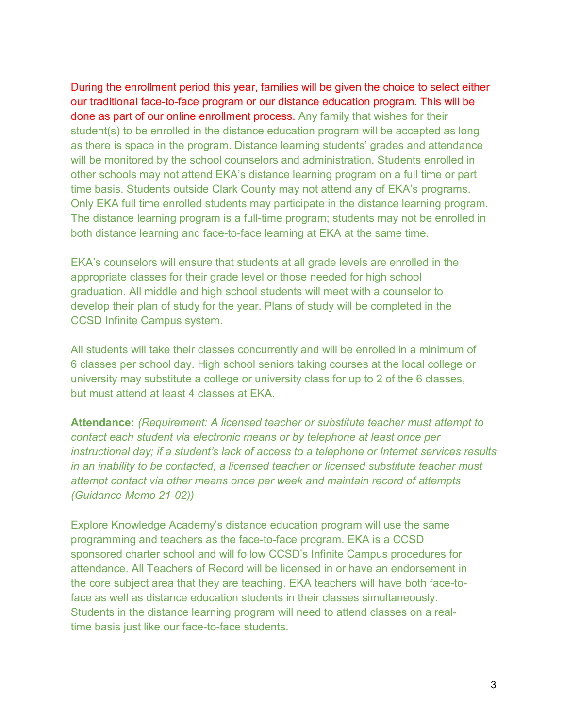During the enrollment period this year, families will be given the choice to select either our traditional face-to-face program or our distance education program. This will be done as part of our online enrollment process. Any family that wishes for their student(s) to be enrolled in the distance education program will be accepted as long as there is space in the program. Distance learning students' grades and attendance will be monitored by the school counselors and administration. Students enrolled in other schools may not attend EKA's distance learning program on a full time or part time basis. Students outside Clark County may not attend any of EKA's programs. Only EKA full time enrolled students may participate in the distance learning program. The distance learning program is a full-time program; students may not be enrolled in both distance learning and face-to-face learning at EKA at the same time.

EKA's counselors will ensure that students at all grade levels are enrolled in the appropriate classes for their grade level or those needed for high school graduation. All middle and high school students will meet with a counselor to develop their plan of study for the year. Plans of study will be completed in the CCSD Infinite Campus system.

All students will take their classes concurrently and will be enrolled in a minimum of 6 classes per school day. High school seniors taking courses at the local college or university may substitute a college or university class for up to 2 of the 6 classes, but must attend at least 4 classes at EKA.

**Attendance:** *(Requirement: A licensed teacher or substitute teacher must attempt to contact each student via electronic means or by telephone at least once per instructional day; if a student's lack of access to a telephone or Internet services results in an inability to be contacted, a licensed teacher or licensed substitute teacher must attempt contact via other means once per week and maintain record of attempts (Guidance Memo 21-02))*

Explore Knowledge Academy's distance education program will use the same programming and teachers as the face-to-face program. EKA is a CCSD sponsored charter school and will follow CCSD's Infinite Campus procedures for attendance. All Teachers of Record will be licensed in or have an endorsement in the core subject area that they are teaching. EKA teachers will have both face-to-face as well as distance education students in their classes simultaneously. Students in the distance learning program will need to attend classes on a real-time basis just like our face-to-face students.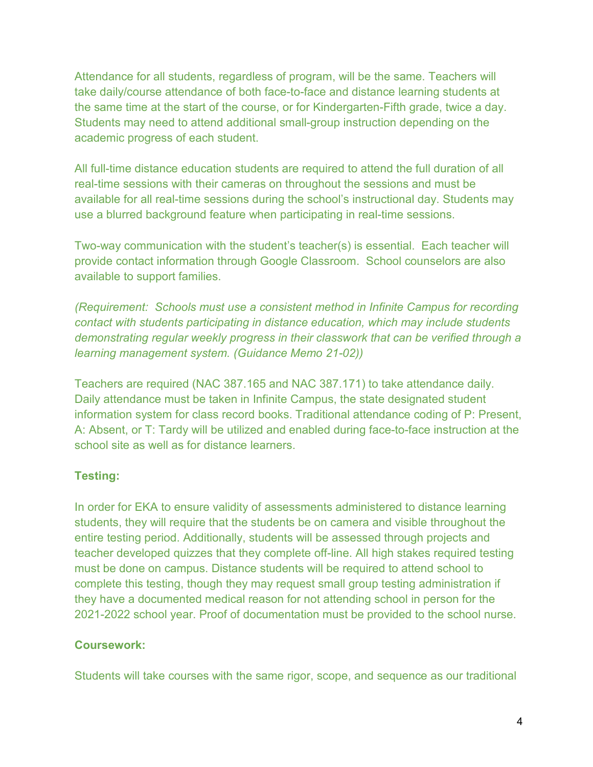Attendance for all students, regardless of program, will be the same. Teachers will take daily/course attendance of both face-to-face and distance learning students at the same time at the start of the course, or for Kindergarten-Fifth grade, twice a day. Students may need to attend additional small-group instruction depending on the academic progress of each student.

All full-time distance education students are required to attend the full duration of all real-time sessions with their cameras on throughout the sessions and must be available for all real-time sessions during the school's instructional day. Students may use a blurred background feature when participating in real-time sessions.

Two-way communication with the student's teacher(s) is essential. Each teacher will provide contact information through Google Classroom. School counselors are also available to support families.

*(Requirement: Schools must use a consistent method in Infinite Campus for recording contact with students participating in distance education, which may include students demonstrating regular weekly progress in their classwork that can be verified through a learning management system. (Guidance Memo 21-02))*

Teachers are required (NAC 387.165 and NAC 387.171) to take attendance daily. Daily attendance must be taken in Infinite Campus, the state designated student information system for class record books. Traditional attendance coding of P: Present, A: Absent, or T: Tardy will be utilized and enabled during face-to-face instruction at the school site as well as for distance learners.

**Testing:**

In order for EKA to ensure validity of assessments administered to distance learning students, they will require that the students be on camera and visible throughout the entire testing period. Additionally, students will be assessed through projects and teacher developed quizzes that they complete off-line. All high stakes required testing must be done on campus. Distance students will be required to attend school to complete this testing, though they may request small group testing administration if they have a documented medical reason for not attending school in person for the 2021-2022 school year. Proof of documentation must be provided to the school nurse.

**Coursework:**

Students will take courses with the same rigor, scope, and sequence as our traditional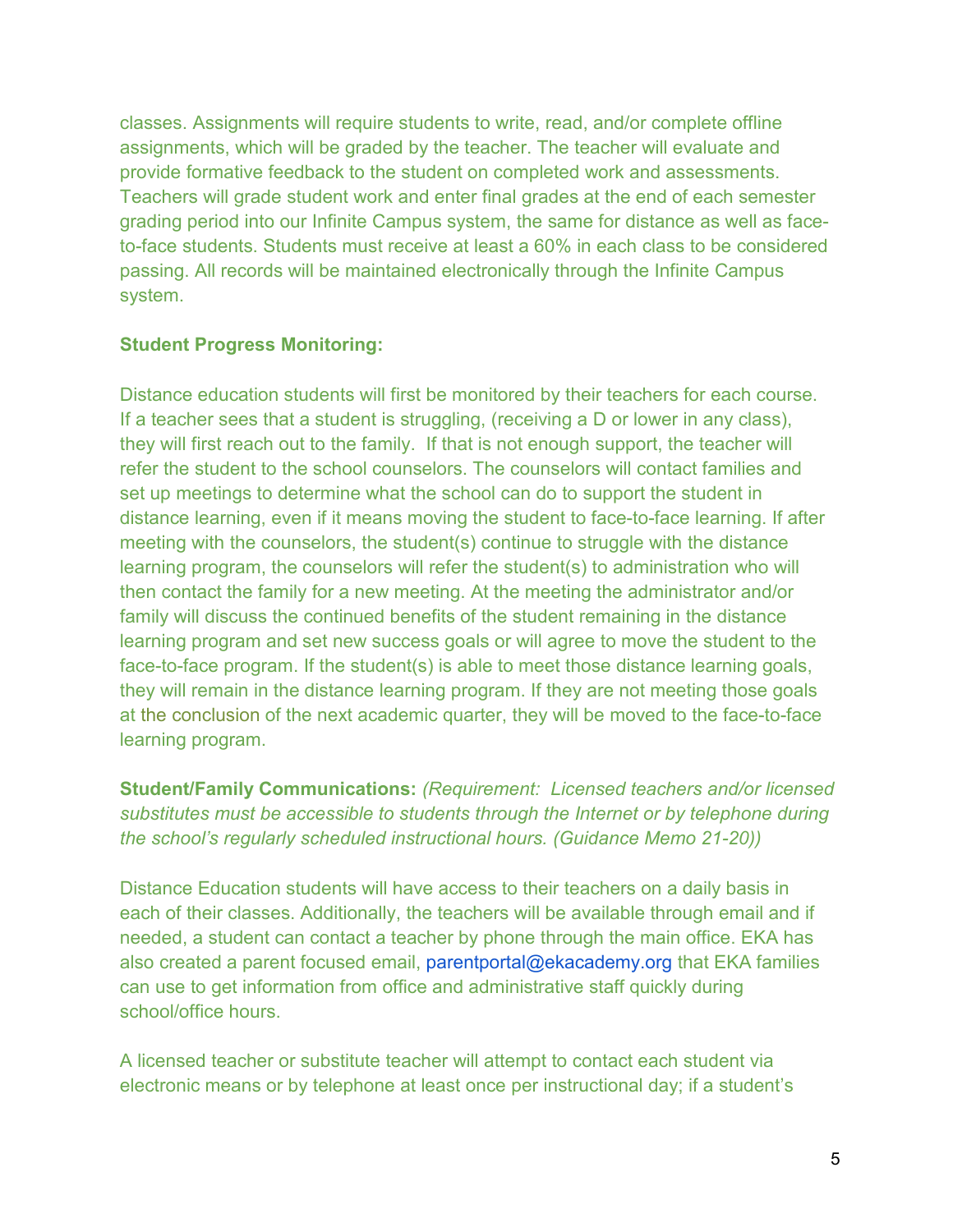classes. Assignments will require students to write, read, and/or complete offline assignments, which will be graded by the teacher. The teacher will evaluate and provide formative feedback to the student on completed work and assessments. Teachers will grade student work and enter final grades at the end of each semester grading period into our Infinite Campus system, the same for distance as well as face-to-face students. Students must receive at least a 60% in each class to be considered passing. All records will be maintained electronically through the Infinite Campus system.

**Student Progress Monitoring:**

Distance education students will first be monitored by their teachers for each course. If a teacher sees that a student is struggling, (receiving a D or lower in any class), they will first reach out to the family. If that is not enough support, the teacher will refer the student to the school counselors. The counselors will contact families and set up meetings to determine what the school can do to support the student in distance learning, even if it means moving the student to face-to-face learning. If after meeting with the counselors, the student(s) continue to struggle with the distance learning program, the counselors will refer the student(s) to administration who will then contact the family for a new meeting. At the meeting the administrator and/or family will discuss the continued benefits of the student remaining in the distance learning program and set new success goals or will agree to move the student to the face-to-face program. If the student(s) is able to meet those distance learning goals, they will remain in the distance learning program. If they are not meeting those goals at the conclusion of the next academic quarter, they will be moved to the face-to-face learning program.

**Student/Family Communications:** *(Requirement: Licensed teachers and/or licensed substitutes must be accessible to students through the Internet or by telephone during the school's regularly scheduled instructional hours. (Guidance Memo 21-20))*

Distance Education students will have access to their teachers on a daily basis in each of their classes. Additionally, the teachers will be available through email and if needed, a student can contact a teacher by phone through the main office. EKA has also created a parent focused email, parentportal@ekacademy.org that EKA families can use to get information from office and administrative staff quickly during school/office hours.

A licensed teacher or substitute teacher will attempt to contact each student via electronic means or by telephone at least once per instructional day; if a student's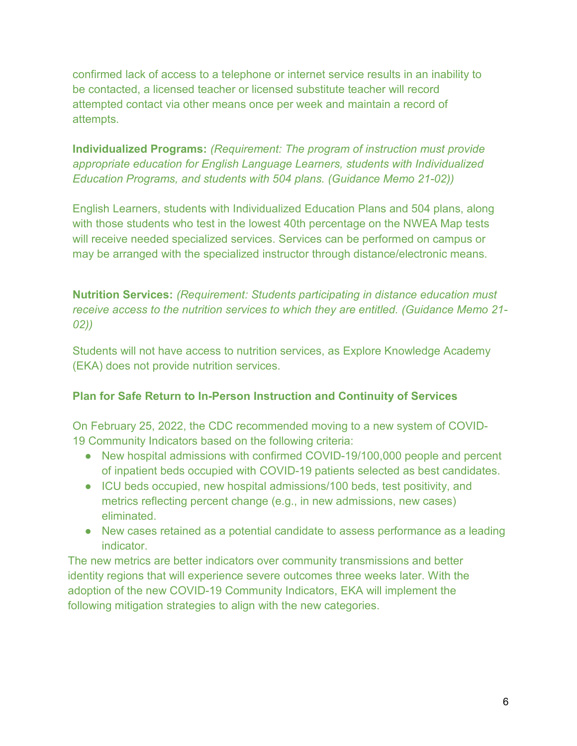confirmed lack of access to a telephone or internet service results in an inability to be contacted, a licensed teacher or licensed substitute teacher will record attempted contact via other means once per week and maintain a record of attempts.

**Individualized Programs:** *(Requirement: The program of instruction must provide appropriate education for English Language Learners, students with Individualized Education Programs, and students with 504 plans. (Guidance Memo 21-02))*

English Learners, students with Individualized Education Plans and 504 plans, along with those students who test in the lowest 40th percentage on the NWEA Map tests will receive needed specialized services. Services can be performed on campus or may be arranged with the specialized instructor through distance/electronic means.

**Nutrition Services:** *(Requirement: Students participating in distance education must receive access to the nutrition services to which they are entitled. (Guidance Memo 21-02))*

Students will not have access to nutrition services, as Explore Knowledge Academy (EKA) does not provide nutrition services.

**Plan for Safe Return to In-Person Instruction and Continuity of Services**

On February 25, 2022, the CDC recommended moving to a new system of COVID-19 Community Indicators based on the following criteria:

- New hospital admissions with confirmed COVID-19/100,000 people and percent of inpatient beds occupied with COVID-19 patients selected as best candidates.
- ICU beds occupied, new hospital admissions/100 beds, test positivity, and metrics reflecting percent change (e.g., in new admissions, new cases) eliminated.
- New cases retained as a potential candidate to assess performance as a leading indicator.

The new metrics are better indicators over community transmissions and better identity regions that will experience severe outcomes three weeks later. With the adoption of the new COVID-19 Community Indicators, EKA will implement the following mitigation strategies to align with the new categories.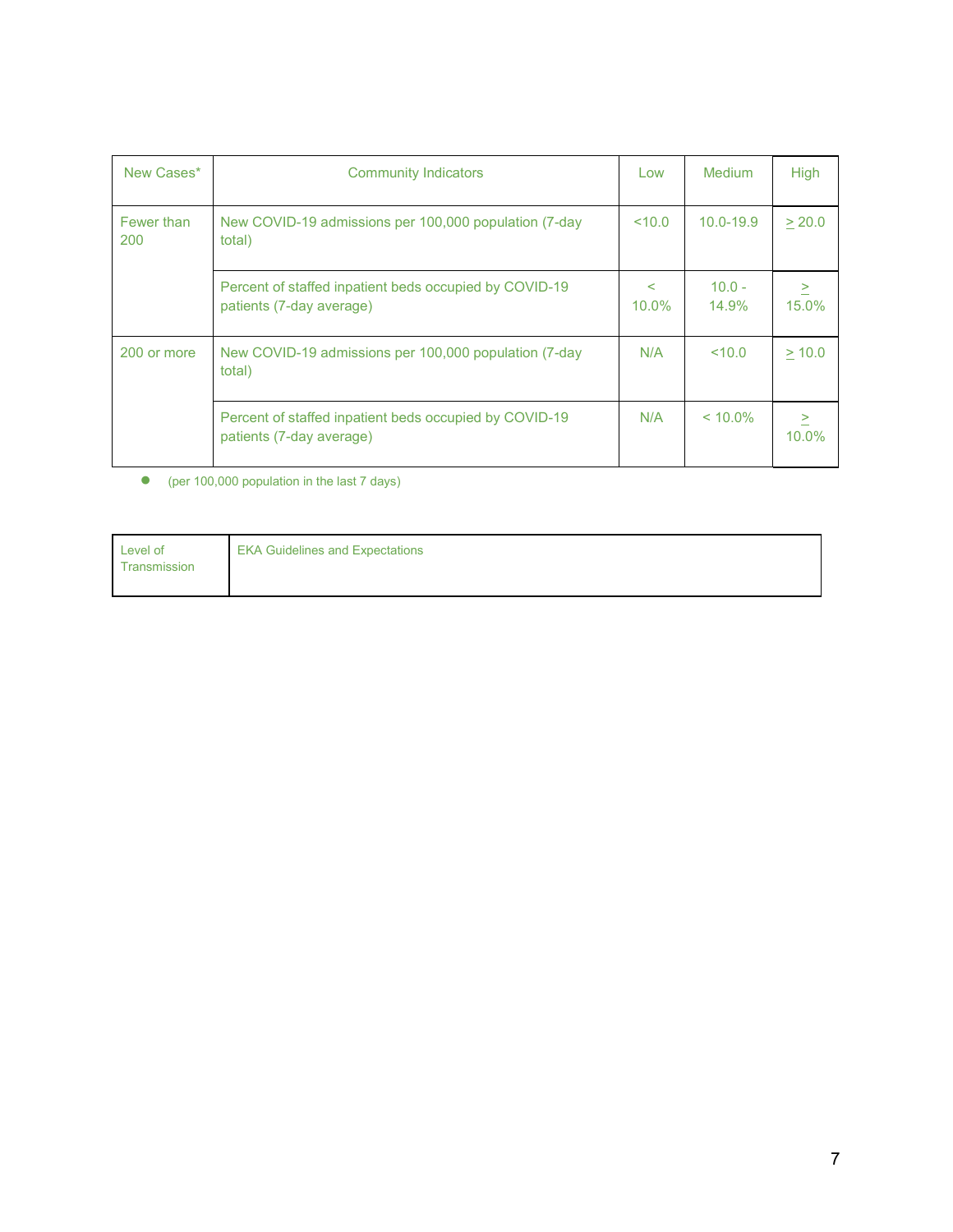| New Cases* | Community Indicators | Low | Medium | High |
|---|---|---|---|---|
| Fewer than 200 | New COVID-19 admissions per 100,000 population (7-day total) | <10.0 | 10.0-19.9 | ≥ 20.0 |
| | Percent of staffed inpatient beds occupied by COVID-19 patients (7-day average) | < 10.0% | 10.0 - 14.9% | ≥ 15.0% |
| 200 or more | New COVID-19 admissions per 100,000 population (7-day total) | N/A | <10.0 | ≥ 10.0 |
| | Percent of staffed inpatient beds occupied by COVID-19 patients (7-day average) | N/A | < 10.0% | ≥ 10.0% |

- (per 100,000 population in the last 7 days)

| Level of Transmission | EKA Guidelines and Expectations |
|---|---|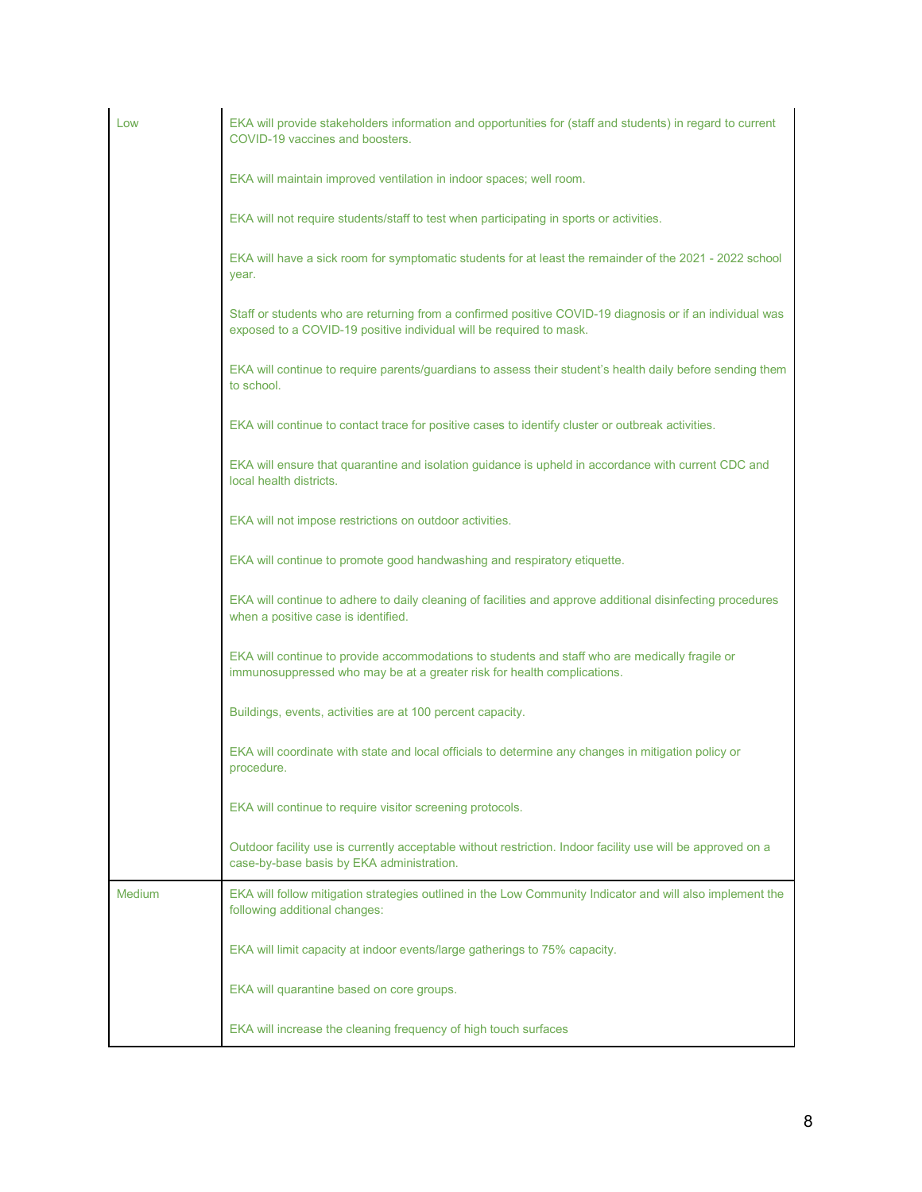| | |
|---|---|
| Low | EKA will provide stakeholders information and opportunities for (staff and students) in regard to current COVID-19 vaccines and boosters.<br><br>EKA will maintain improved ventilation in indoor spaces; well room.<br><br>EKA will not require students/staff to test when participating in sports or activities.<br><br>EKA will have a sick room for symptomatic students for at least the remainder of the 2021 - 2022 school year.<br><br>Staff or students who are returning from a confirmed positive COVID-19 diagnosis or if an individual was exposed to a COVID-19 positive individual will be required to mask.<br><br>EKA will continue to require parents/guardians to assess their student's health daily before sending them to school.<br><br>EKA will continue to contact trace for positive cases to identify cluster or outbreak activities.<br><br>EKA will ensure that quarantine and isolation guidance is upheld in accordance with current CDC and local health districts.<br><br>EKA will not impose restrictions on outdoor activities.<br><br>EKA will continue to promote good handwashing and respiratory etiquette.<br><br>EKA will continue to adhere to daily cleaning of facilities and approve additional disinfecting procedures when a positive case is identified.<br><br>EKA will continue to provide accommodations to students and staff who are medically fragile or immunosuppressed who may be at a greater risk for health complications.<br><br>Buildings, events, activities are at 100 percent capacity.<br><br>EKA will coordinate with state and local officials to determine any changes in mitigation policy or procedure.<br><br>EKA will continue to require visitor screening protocols.<br><br>Outdoor facility use is currently acceptable without restriction. Indoor facility use will be approved on a case-by-base basis by EKA administration. |
| Medium | EKA will follow mitigation strategies outlined in the Low Community Indicator and will also implement the following additional changes:<br><br>EKA will limit capacity at indoor events/large gatherings to 75% capacity.<br><br>EKA will quarantine based on core groups.<br><br>EKA will increase the cleaning frequency of high touch surfaces |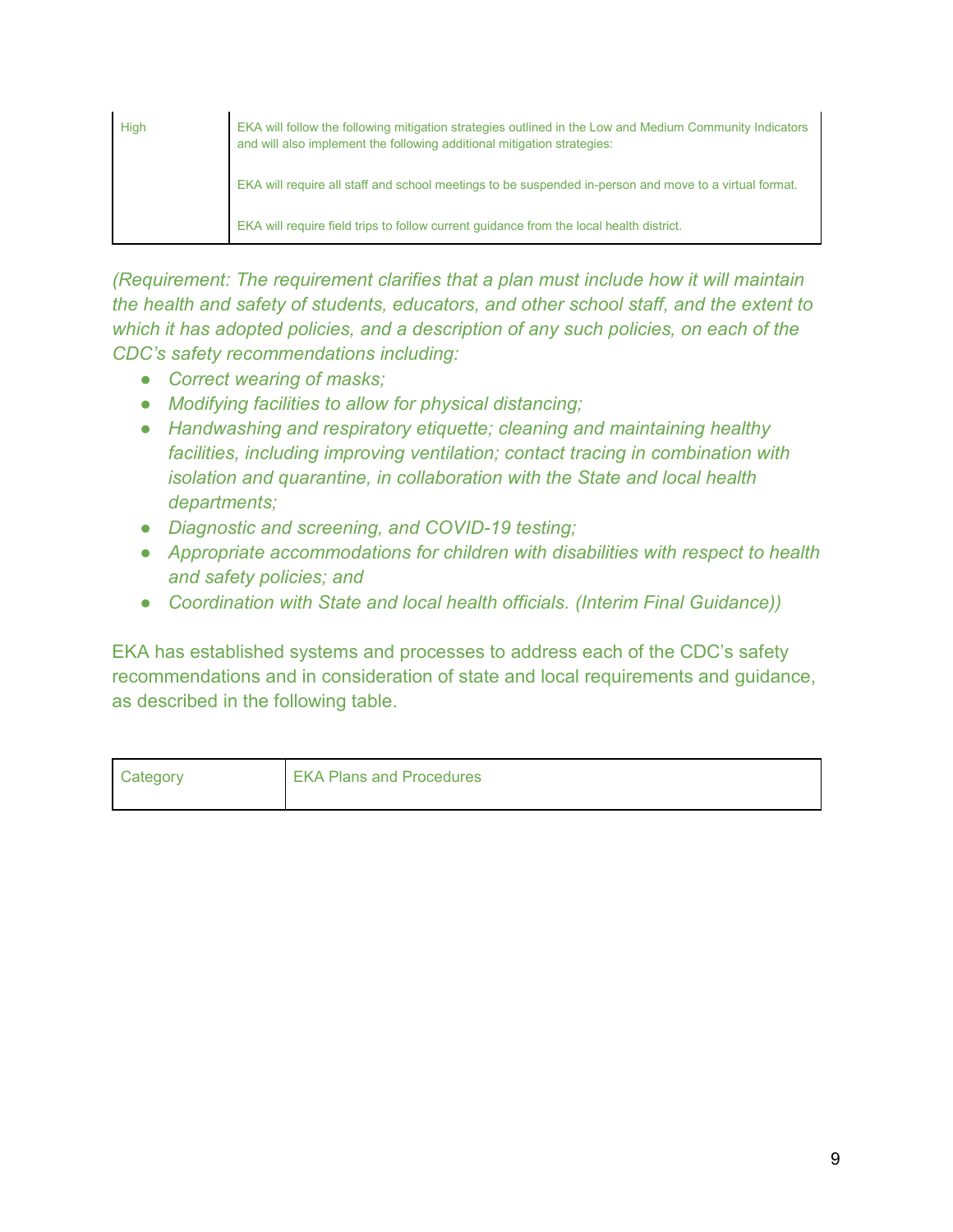| | |
|---|---|
| High | EKA will follow the following mitigation strategies outlined in the Low and Medium Community Indicators and will also implement the following additional mitigation strategies:<br><br>EKA will require all staff and school meetings to be suspended in-person and move to a virtual format.<br><br>EKA will require field trips to follow current guidance from the local health district. |

*(Requirement: The requirement clarifies that a plan must include how it will maintain the health and safety of students, educators, and other school staff, and the extent to which it has adopted policies, and a description of any such policies, on each of the CDC's safety recommendations including:*

- *Correct wearing of masks;*
- *Modifying facilities to allow for physical distancing;*
- *Handwashing and respiratory etiquette; cleaning and maintaining healthy facilities, including improving ventilation; contact tracing in combination with isolation and quarantine, in collaboration with the State and local health departments;*
- *Diagnostic and screening, and COVID-19 testing;*
- *Appropriate accommodations for children with disabilities with respect to health and safety policies; and*
- *Coordination with State and local health officials. (Interim Final Guidance))*

EKA has established systems and processes to address each of the CDC's safety recommendations and in consideration of state and local requirements and guidance, as described in the following table.

| Category | EKA Plans and Procedures |
|---|---|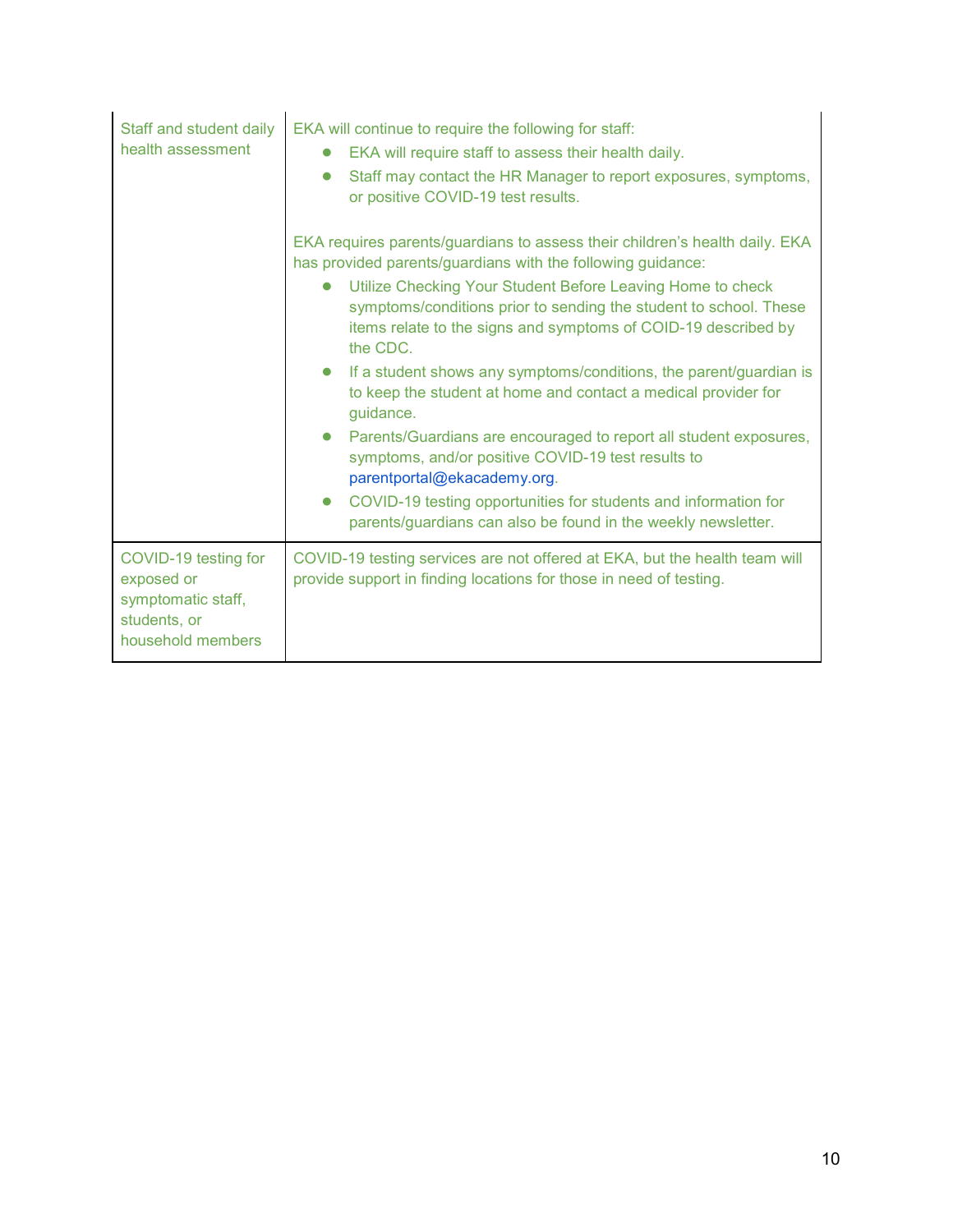| | |
|---|---|
| Staff and student daily health assessment | EKA will continue to require the following for staff:<br>• EKA will require staff to assess their health daily.<br>• Staff may contact the HR Manager to report exposures, symptoms, or positive COVID-19 test results.<br><br>EKA requires parents/guardians to assess their children's health daily. EKA has provided parents/guardians with the following guidance:<br>• Utilize Checking Your Student Before Leaving Home to check symptoms/conditions prior to sending the student to school. These items relate to the signs and symptoms of COID-19 described by the CDC.<br>• If a student shows any symptoms/conditions, the parent/guardian is to keep the student at home and contact a medical provider for guidance.<br>• Parents/Guardians are encouraged to report all student exposures, symptoms, and/or positive COVID-19 test results to parentportal@ekacademy.org.<br>• COVID-19 testing opportunities for students and information for parents/guardians can also be found in the weekly newsletter. |
| COVID-19 testing for exposed or symptomatic staff, students, or household members | COVID-19 testing services are not offered at EKA, but the health team will provide support in finding locations for those in need of testing. |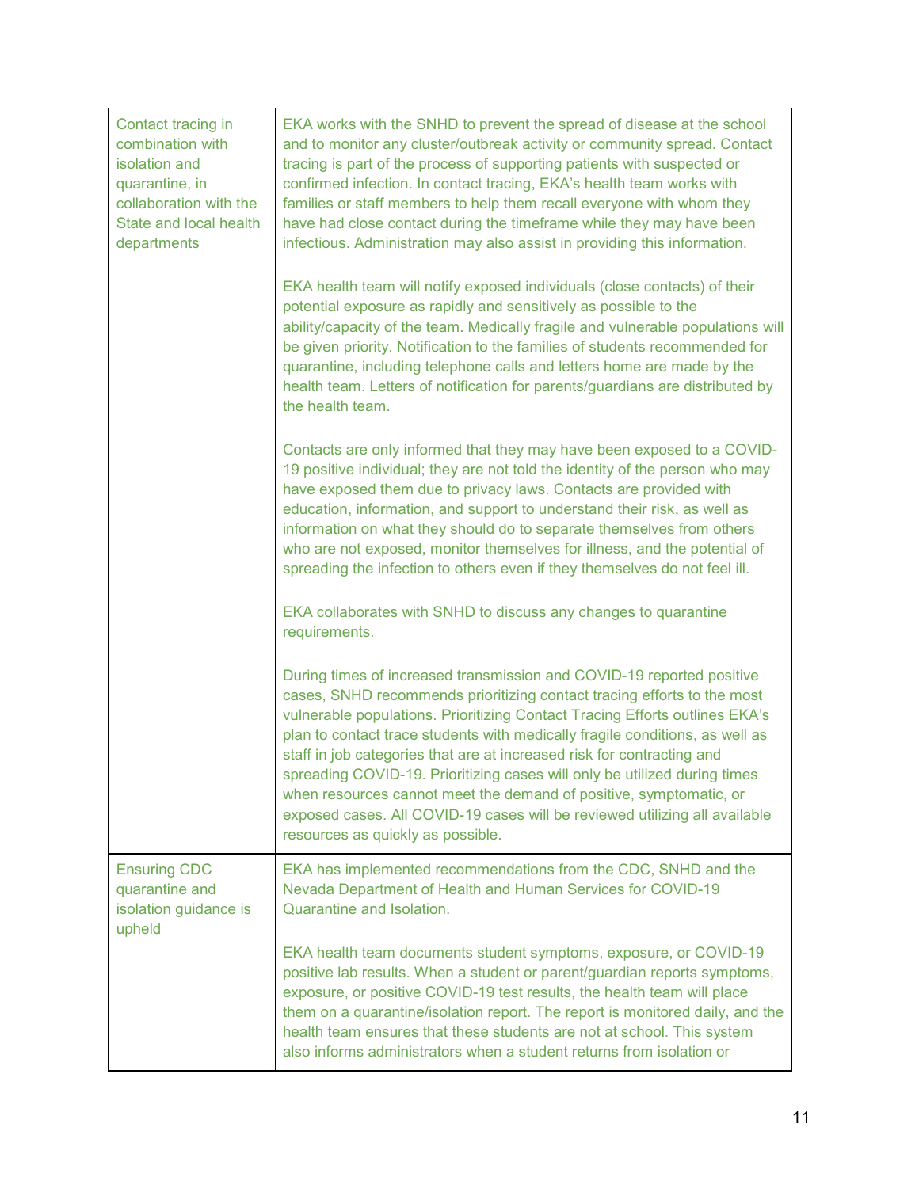| | |
|---|---|
| Contact tracing in combination with isolation and quarantine, in collaboration with the State and local health departments | EKA works with the SNHD to prevent the spread of disease at the school and to monitor any cluster/outbreak activity or community spread. Contact tracing is part of the process of supporting patients with suspected or confirmed infection. In contact tracing, EKA's health team works with families or staff members to help them recall everyone with whom they have had close contact during the timeframe while they may have been infectious. Administration may also assist in providing this information.<br><br>EKA health team will notify exposed individuals (close contacts) of their potential exposure as rapidly and sensitively as possible to the ability/capacity of the team. Medically fragile and vulnerable populations will be given priority. Notification to the families of students recommended for quarantine, including telephone calls and letters home are made by the health team. Letters of notification for parents/guardians are distributed by the health team.<br><br>Contacts are only informed that they may have been exposed to a COVID-19 positive individual; they are not told the identity of the person who may have exposed them due to privacy laws. Contacts are provided with education, information, and support to understand their risk, as well as information on what they should do to separate themselves from others who are not exposed, monitor themselves for illness, and the potential of spreading the infection to others even if they themselves do not feel ill.<br><br>EKA collaborates with SNHD to discuss any changes to quarantine requirements.<br><br>During times of increased transmission and COVID-19 reported positive cases, SNHD recommends prioritizing contact tracing efforts to the most vulnerable populations. Prioritizing Contact Tracing Efforts outlines EKA's plan to contact trace students with medically fragile conditions, as well as staff in job categories that are at increased risk for contracting and spreading COVID-19. Prioritizing cases will only be utilized during times when resources cannot meet the demand of positive, symptomatic, or exposed cases. All COVID-19 cases will be reviewed utilizing all available resources as quickly as possible. |
| Ensuring CDC quarantine and isolation guidance is upheld | EKA has implemented recommendations from the CDC, SNHD and the Nevada Department of Health and Human Services for COVID-19 Quarantine and Isolation.<br><br>EKA health team documents student symptoms, exposure, or COVID-19 positive lab results. When a student or parent/guardian reports symptoms, exposure, or positive COVID-19 test results, the health team will place them on a quarantine/isolation report. The report is monitored daily, and the health team ensures that these students are not at school. This system also informs administrators when a student returns from isolation or |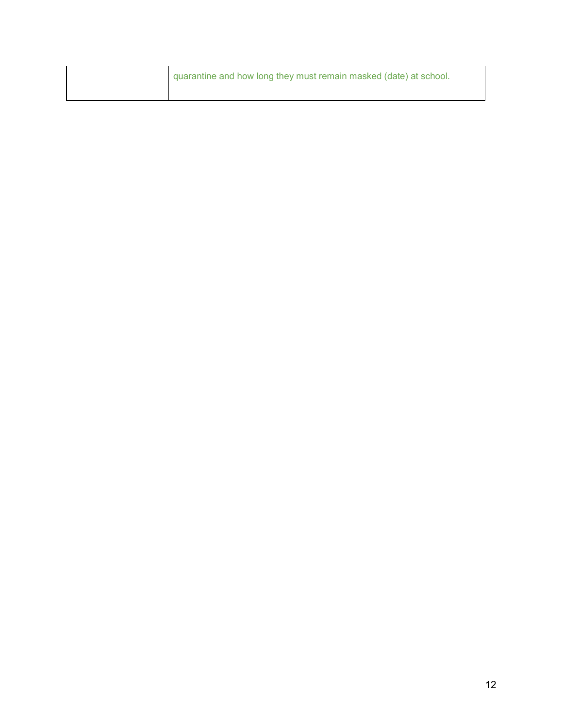| | |
|---|---|
| | quarantine and how long they must remain masked (date) at school. |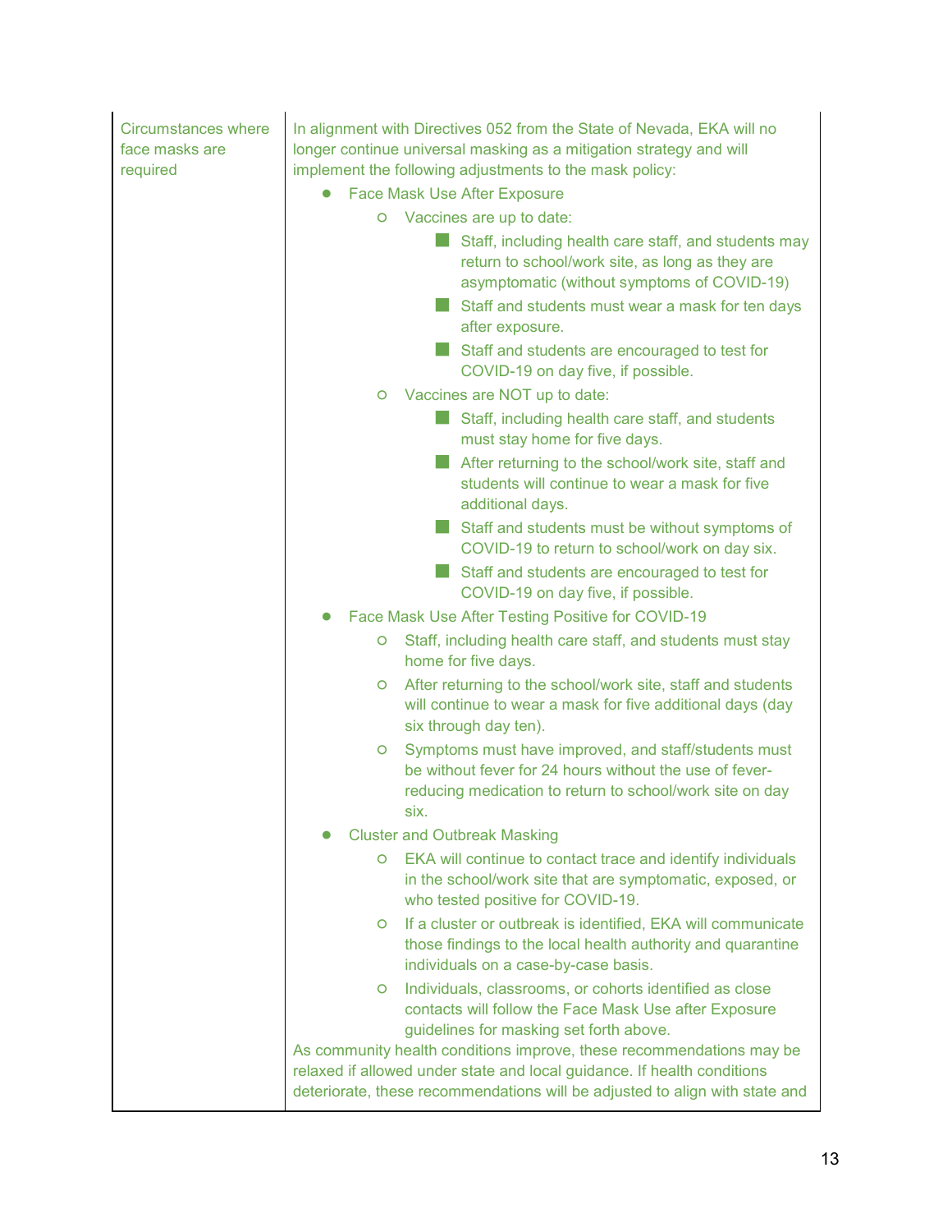| Circumstances where face masks are required | In alignment with Directives 052 from the State of Nevada, EKA will no longer continue universal masking as a mitigation strategy and will implement the following adjustments to the mask policy:<br>• Face Mask Use After Exposure<br>  ○ Vaccines are up to date:<br>    ■ Staff, including health care staff, and students may return to school/work site, as long as they are asymptomatic (without symptoms of COVID-19)<br>    ■ Staff and students must wear a mask for ten days after exposure.<br>    ■ Staff and students are encouraged to test for COVID-19 on day five, if possible.<br>  ○ Vaccines are NOT up to date:<br>    ■ Staff, including health care staff, and students must stay home for five days.<br>    ■ After returning to the school/work site, staff and students will continue to wear a mask for five additional days.<br>    ■ Staff and students must be without symptoms of COVID-19 to return to school/work on day six.<br>    ■ Staff and students are encouraged to test for COVID-19 on day five, if possible.<br>• Face Mask Use After Testing Positive for COVID-19<br>  ○ Staff, including health care staff, and students must stay home for five days.<br>  ○ After returning to the school/work site, staff and students will continue to wear a mask for five additional days (day six through day ten).<br>  ○ Symptoms must have improved, and staff/students must be without fever for 24 hours without the use of fever-reducing medication to return to school/work site on day six.<br>• Cluster and Outbreak Masking<br>  ○ EKA will continue to contact trace and identify individuals in the school/work site that are symptomatic, exposed, or who tested positive for COVID-19.<br>  ○ If a cluster or outbreak is identified, EKA will communicate those findings to the local health authority and quarantine individuals on a case-by-case basis.<br>  ○ Individuals, classrooms, or cohorts identified as close contacts will follow the Face Mask Use after Exposure guidelines for masking set forth above.<br>As community health conditions improve, these recommendations may be relaxed if allowed under state and local guidance. If health conditions deteriorate, these recommendations will be adjusted to align with state and |
|---|---|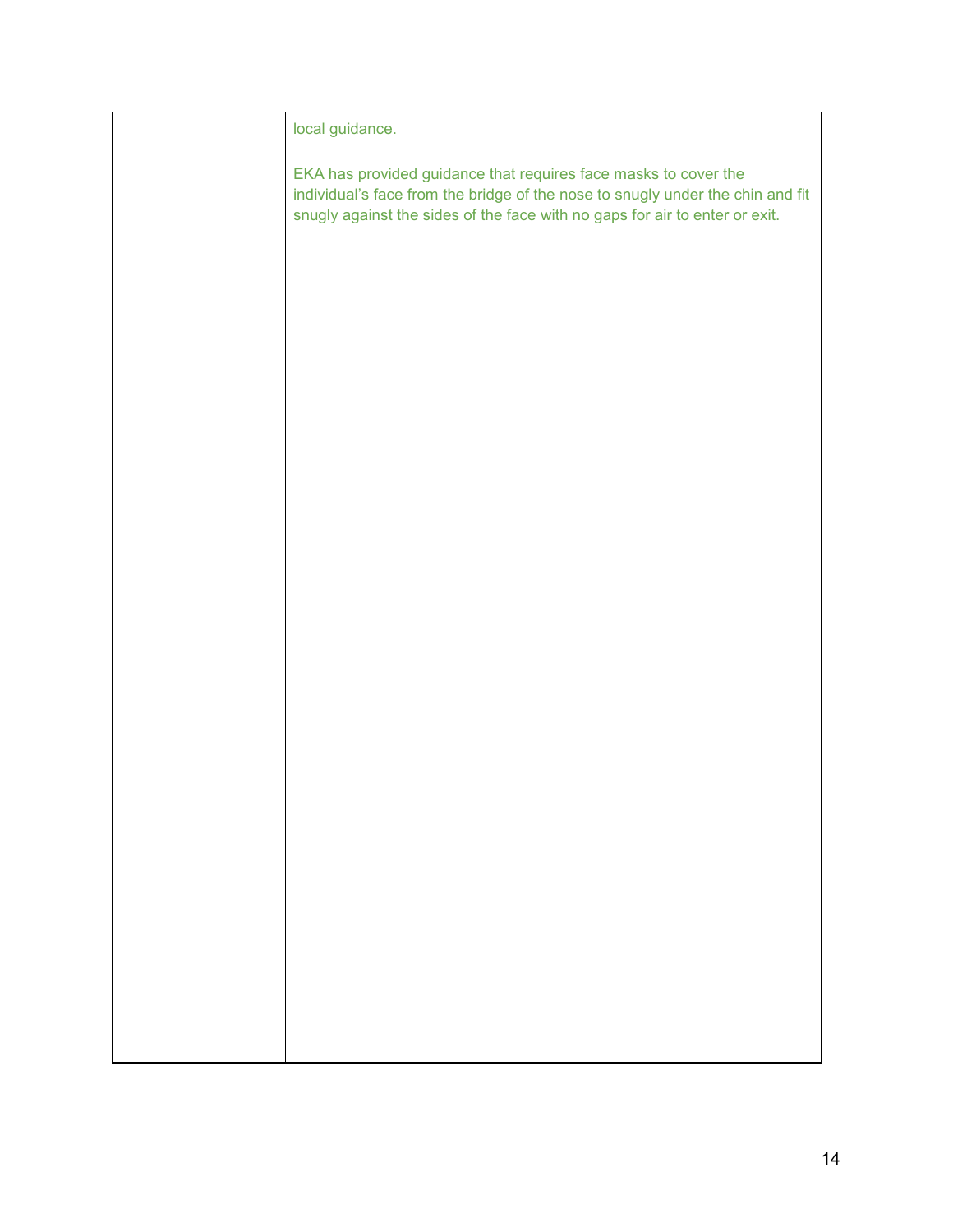| | |
|---|---|
| | local guidance.<br><br>EKA has provided guidance that requires face masks to cover the individual's face from the bridge of the nose to snugly under the chin and fit snugly against the sides of the face with no gaps for air to enter or exit. |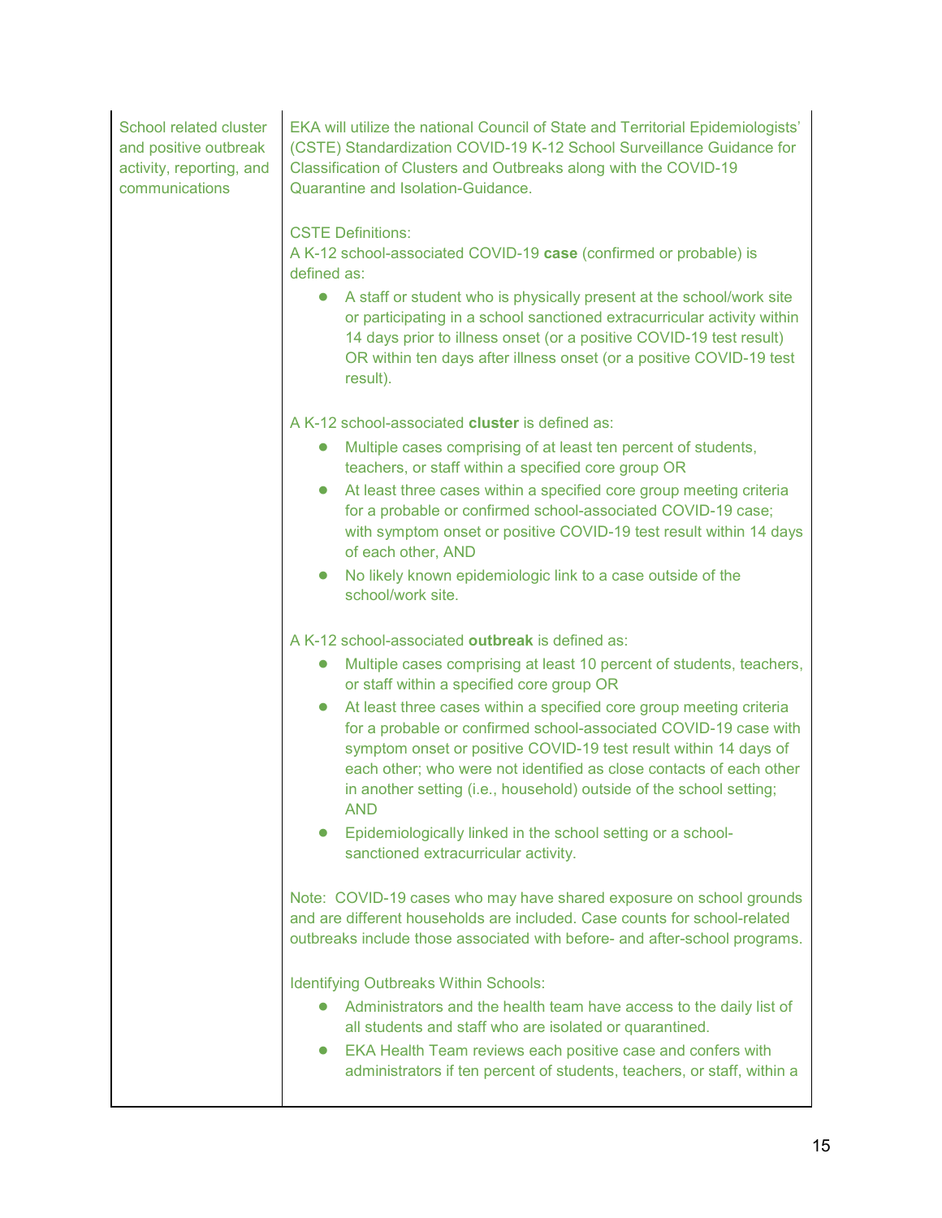| School related cluster and positive outbreak activity, reporting, and communications | EKA will utilize the national Council of State and Territorial Epidemiologists' (CSTE) Standardization COVID-19 K-12 School Surveillance Guidance for Classification of Clusters and Outbreaks along with the COVID-19 Quarantine and Isolation-Guidance.<br><br>CSTE Definitions:<br>A K-12 school-associated COVID-19 **case** (confirmed or probable) is defined as:<br>● A staff or student who is physically present at the school/work site or participating in a school sanctioned extracurricular activity within 14 days prior to illness onset (or a positive COVID-19 test result) OR within ten days after illness onset (or a positive COVID-19 test result).<br><br>A K-12 school-associated **cluster** is defined as:<br>● Multiple cases comprising of at least ten percent of students, teachers, or staff within a specified core group OR<br>● At least three cases within a specified core group meeting criteria for a probable or confirmed school-associated COVID-19 case; with symptom onset or positive COVID-19 test result within 14 days of each other, AND<br>● No likely known epidemiologic link to a case outside of the school/work site.<br><br>A K-12 school-associated **outbreak** is defined as:<br>● Multiple cases comprising at least 10 percent of students, teachers, or staff within a specified core group OR<br>● At least three cases within a specified core group meeting criteria for a probable or confirmed school-associated COVID-19 case with symptom onset or positive COVID-19 test result within 14 days of each other; who were not identified as close contacts of each other in another setting (i.e., household) outside of the school setting; AND<br>● Epidemiologically linked in the school setting or a school-sanctioned extracurricular activity.<br><br>Note: COVID-19 cases who may have shared exposure on school grounds and are different households are included. Case counts for school-related outbreaks include those associated with before- and after-school programs.<br><br>Identifying Outbreaks Within Schools:<br>● Administrators and the health team have access to the daily list of all students and staff who are isolated or quarantined.<br>● EKA Health Team reviews each positive case and confers with administrators if ten percent of students, teachers, or staff, within a |
|---|---|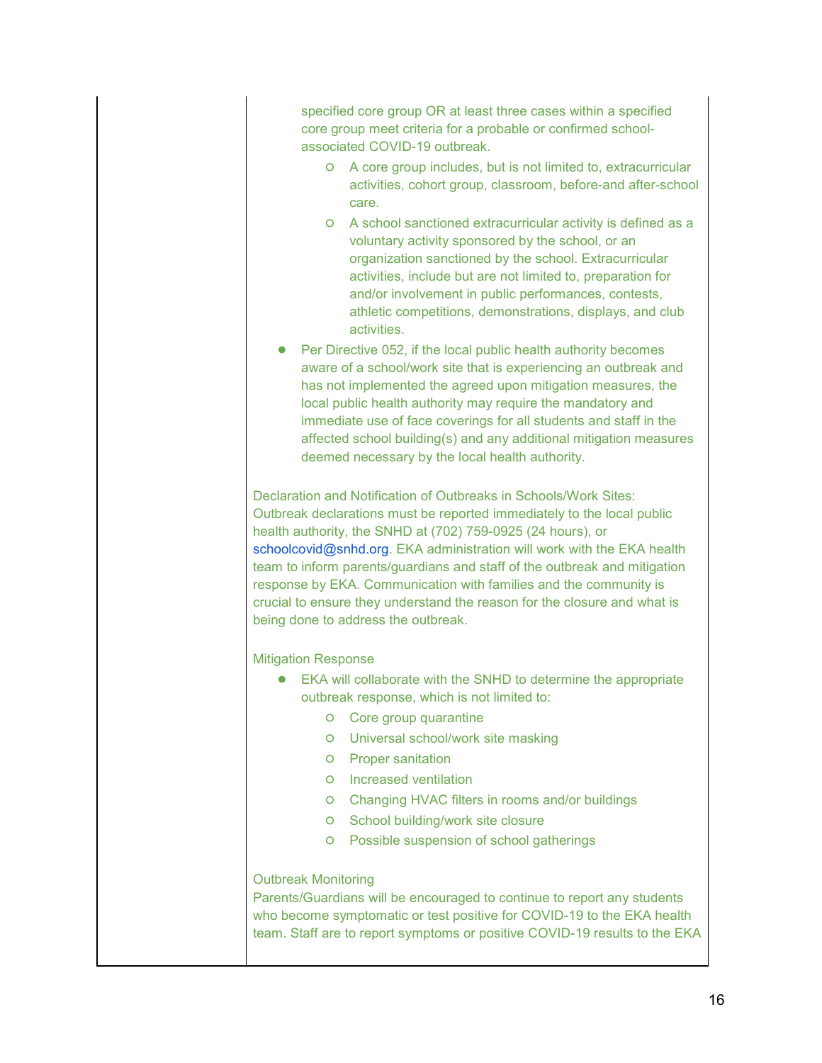specified core group OR at least three cases within a specified core group meet criteria for a probable or confirmed school-associated COVID-19 outbreak.
  - A core group includes, but is not limited to, extracurricular activities, cohort group, classroom, before-and after-school care.
  - A school sanctioned extracurricular activity is defined as a voluntary activity sponsored by the school, or an organization sanctioned by the school. Extracurricular activities, include but are not limited to, preparation for and/or involvement in public performances, contests, athletic competitions, demonstrations, displays, and club activities.
- Per Directive 052, if the local public health authority becomes aware of a school/work site that is experiencing an outbreak and has not implemented the agreed upon mitigation measures, the local public health authority may require the mandatory and immediate use of face coverings for all students and staff in the affected school building(s) and any additional mitigation measures deemed necessary by the local health authority.

Declaration and Notification of Outbreaks in Schools/Work Sites:
Outbreak declarations must be reported immediately to the local public health authority, the SNHD at (702) 759-0925 (24 hours), or schoolcovid@snhd.org. EKA administration will work with the EKA health team to inform parents/guardians and staff of the outbreak and mitigation response by EKA. Communication with families and the community is crucial to ensure they understand the reason for the closure and what is being done to address the outbreak.

Mitigation Response

- EKA will collaborate with the SNHD to determine the appropriate outbreak response, which is not limited to:
  - Core group quarantine
  - Universal school/work site masking
  - Proper sanitation
  - Increased ventilation
  - Changing HVAC filters in rooms and/or buildings
  - School building/work site closure
  - Possible suspension of school gatherings

Outbreak Monitoring
Parents/Guardians will be encouraged to continue to report any students who become symptomatic or test positive for COVID-19 to the EKA health team. Staff are to report symptoms or positive COVID-19 results to the EKA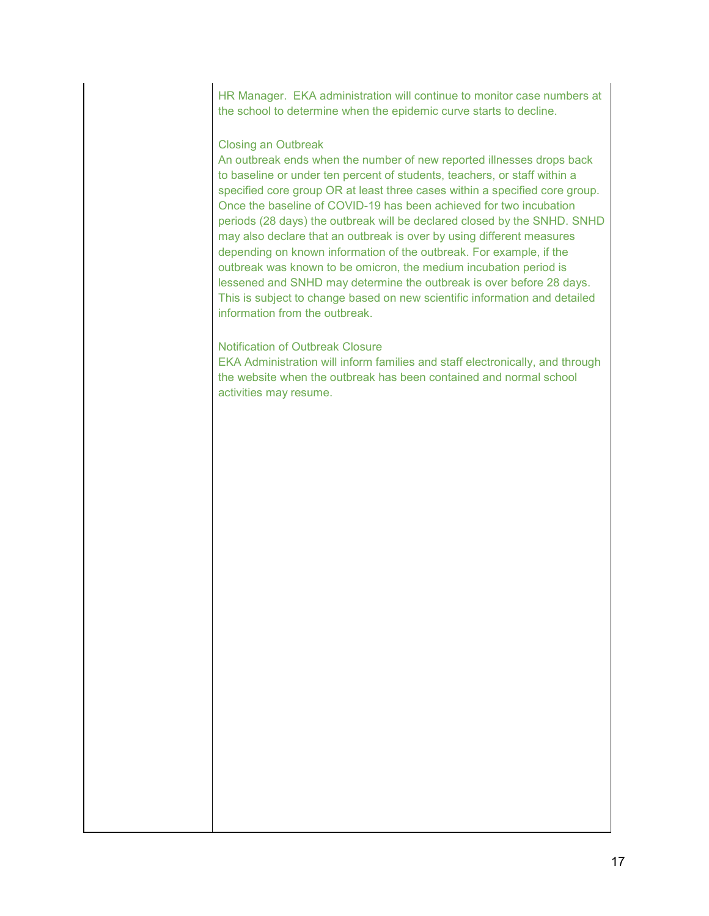| | |
|---|---|
| | HR Manager. EKA administration will continue to monitor case numbers at the school to determine when the epidemic curve starts to decline.<br><br>Closing an Outbreak<br>An outbreak ends when the number of new reported illnesses drops back to baseline or under ten percent of students, teachers, or staff within a specified core group OR at least three cases within a specified core group. Once the baseline of COVID-19 has been achieved for two incubation periods (28 days) the outbreak will be declared closed by the SNHD. SNHD may also declare that an outbreak is over by using different measures depending on known information of the outbreak. For example, if the outbreak was known to be omicron, the medium incubation period is lessened and SNHD may determine the outbreak is over before 28 days. This is subject to change based on new scientific information and detailed information from the outbreak.<br><br>Notification of Outbreak Closure<br>EKA Administration will inform families and staff electronically, and through the website when the outbreak has been contained and normal school activities may resume. |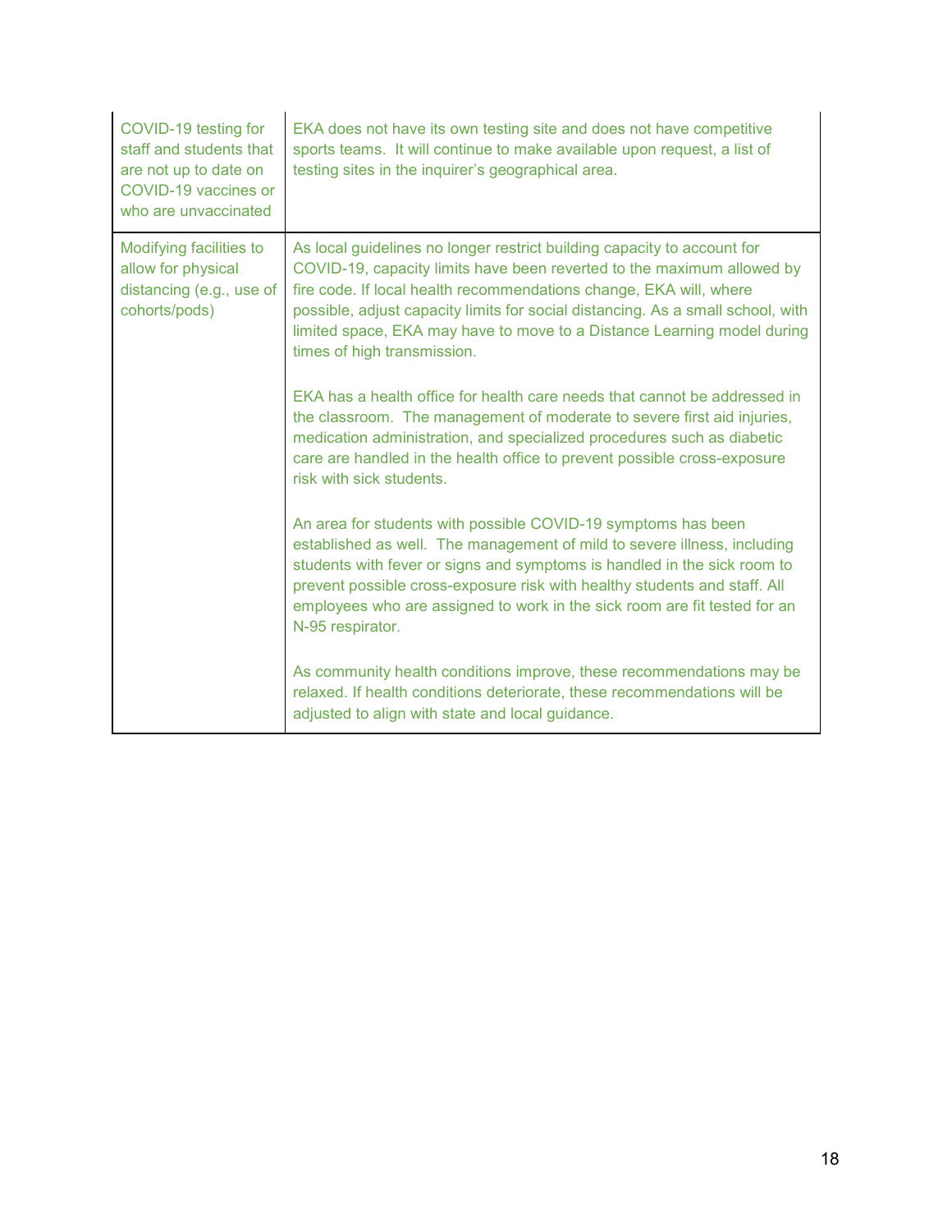| | |
|---|---|
| COVID-19 testing for staff and students that are not up to date on COVID-19 vaccines or who are unvaccinated | EKA does not have its own testing site and does not have competitive sports teams. It will continue to make available upon request, a list of testing sites in the inquirer's geographical area. |
| Modifying facilities to allow for physical distancing (e.g., use of cohorts/pods) | As local guidelines no longer restrict building capacity to account for COVID-19, capacity limits have been reverted to the maximum allowed by fire code. If local health recommendations change, EKA will, where possible, adjust capacity limits for social distancing. As a small school, with limited space, EKA may have to move to a Distance Learning model during times of high transmission.<br><br>EKA has a health office for health care needs that cannot be addressed in the classroom. The management of moderate to severe first aid injuries, medication administration, and specialized procedures such as diabetic care are handled in the health office to prevent possible cross-exposure risk with sick students.<br><br>An area for students with possible COVID-19 symptoms has been established as well. The management of mild to severe illness, including students with fever or signs and symptoms is handled in the sick room to prevent possible cross-exposure risk with healthy students and staff. All employees who are assigned to work in the sick room are fit tested for an N-95 respirator.<br><br>As community health conditions improve, these recommendations may be relaxed. If health conditions deteriorate, these recommendations will be adjusted to align with state and local guidance. |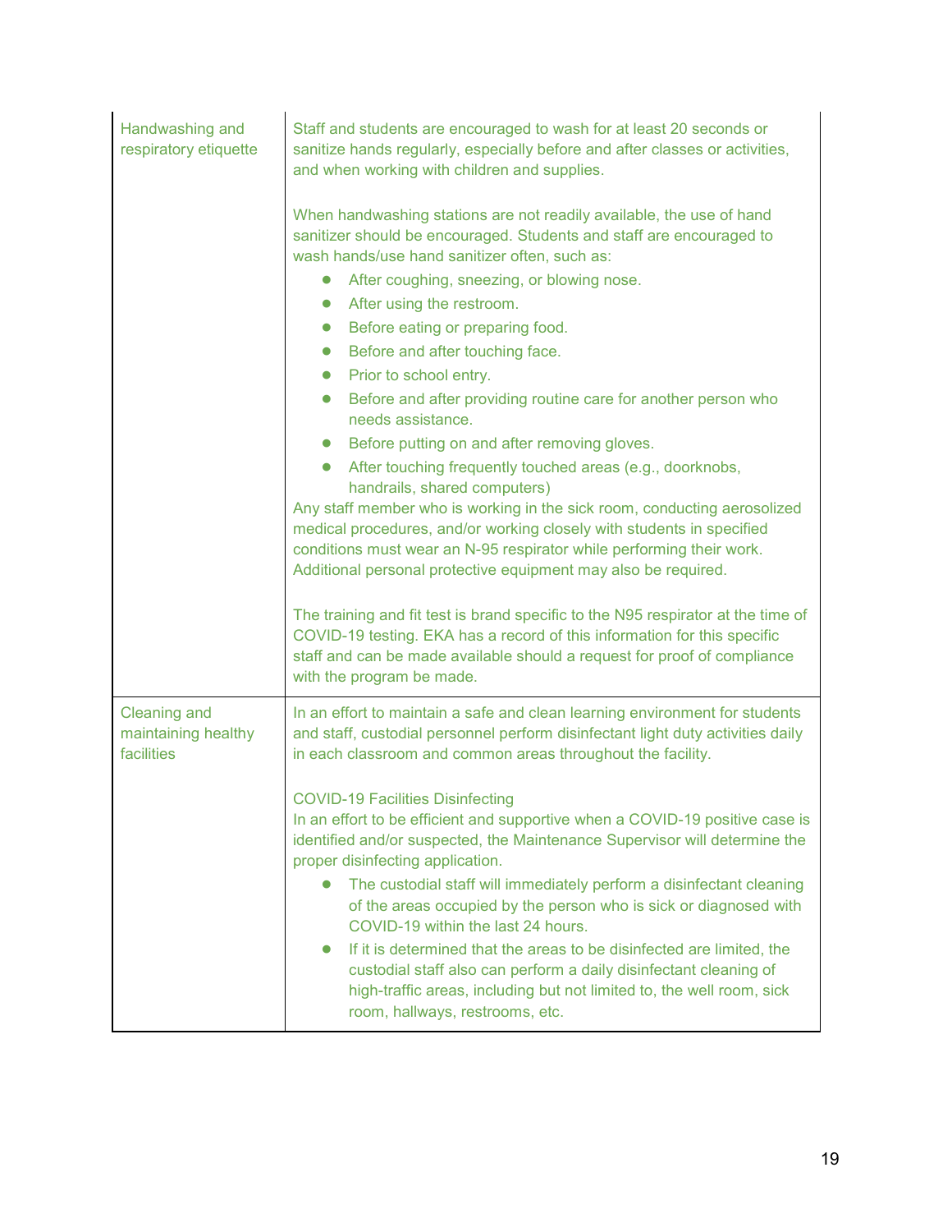| | |
|---|---|
| Handwashing and respiratory etiquette | Staff and students are encouraged to wash for at least 20 seconds or sanitize hands regularly, especially before and after classes or activities, and when working with children and supplies.<br><br>When handwashing stations are not readily available, the use of hand sanitizer should be encouraged. Students and staff are encouraged to wash hands/use hand sanitizer often, such as:<br>• After coughing, sneezing, or blowing nose.<br>• After using the restroom.<br>• Before eating or preparing food.<br>• Before and after touching face.<br>• Prior to school entry.<br>• Before and after providing routine care for another person who needs assistance.<br>• Before putting on and after removing gloves.<br>• After touching frequently touched areas (e.g., doorknobs, handrails, shared computers)<br>Any staff member who is working in the sick room, conducting aerosolized medical procedures, and/or working closely with students in specified conditions must wear an N-95 respirator while performing their work. Additional personal protective equipment may also be required.<br><br>The training and fit test is brand specific to the N95 respirator at the time of COVID-19 testing. EKA has a record of this information for this specific staff and can be made available should a request for proof of compliance with the program be made. |
| Cleaning and maintaining healthy facilities | In an effort to maintain a safe and clean learning environment for students and staff, custodial personnel perform disinfectant light duty activities daily in each classroom and common areas throughout the facility.<br><br>COVID-19 Facilities Disinfecting<br>In an effort to be efficient and supportive when a COVID-19 positive case is identified and/or suspected, the Maintenance Supervisor will determine the proper disinfecting application.<br>• The custodial staff will immediately perform a disinfectant cleaning of the areas occupied by the person who is sick or diagnosed with COVID-19 within the last 24 hours.<br>• If it is determined that the areas to be disinfected are limited, the custodial staff also can perform a daily disinfectant cleaning of high-traffic areas, including but not limited to, the well room, sick room, hallways, restrooms, etc. |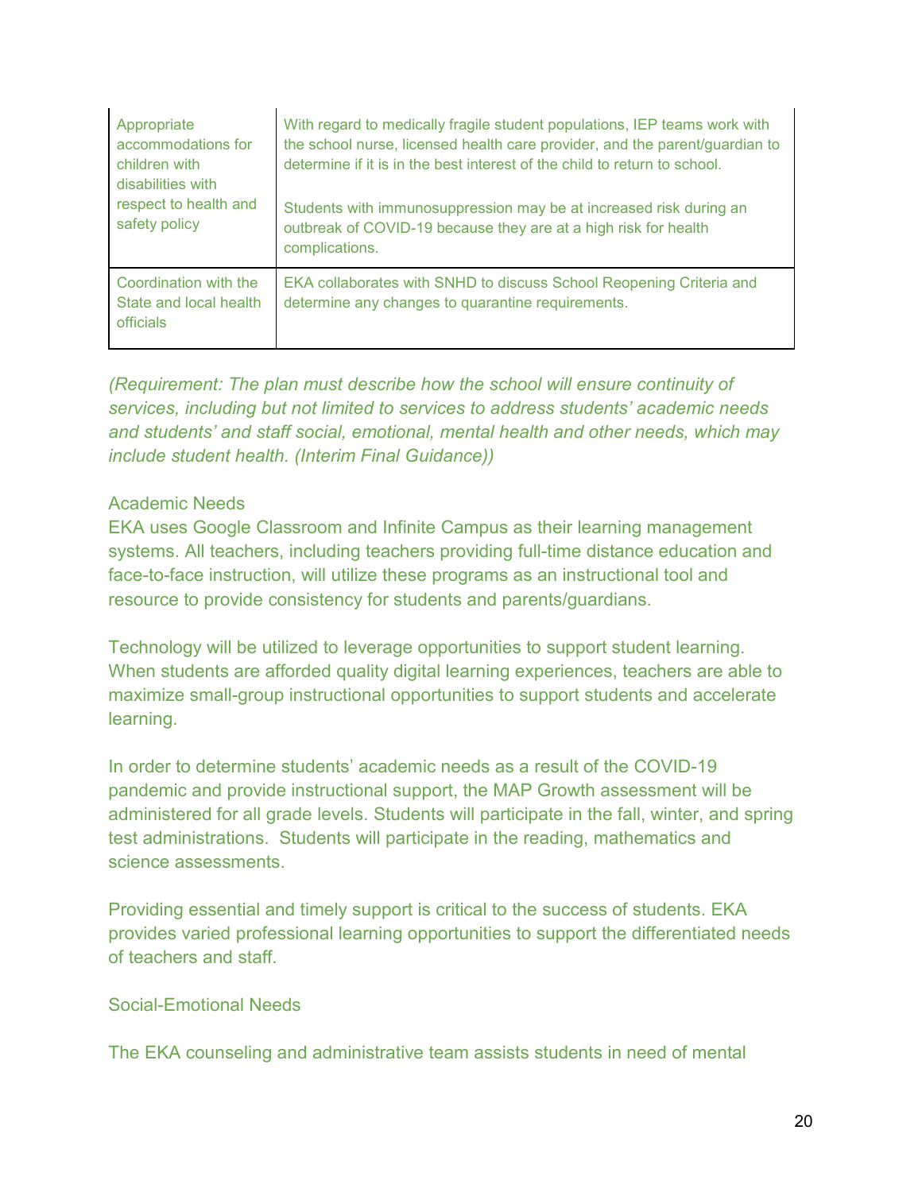| | |
|---|---|
| Appropriate accommodations for children with disabilities with respect to health and safety policy | With regard to medically fragile student populations, IEP teams work with the school nurse, licensed health care provider, and the parent/guardian to determine if it is in the best interest of the child to return to school.<br><br>Students with immunosuppression may be at increased risk during an outbreak of COVID-19 because they are at a high risk for health complications. |
| Coordination with the State and local health officials | EKA collaborates with SNHD to discuss School Reopening Criteria and determine any changes to quarantine requirements. |

*(Requirement: The plan must describe how the school will ensure continuity of services, including but not limited to services to address students' academic needs and students' and staff social, emotional, mental health and other needs, which may include student health. (Interim Final Guidance))*

Academic Needs

EKA uses Google Classroom and Infinite Campus as their learning management systems. All teachers, including teachers providing full-time distance education and face-to-face instruction, will utilize these programs as an instructional tool and resource to provide consistency for students and parents/guardians.

Technology will be utilized to leverage opportunities to support student learning. When students are afforded quality digital learning experiences, teachers are able to maximize small-group instructional opportunities to support students and accelerate learning.

In order to determine students' academic needs as a result of the COVID-19 pandemic and provide instructional support, the MAP Growth assessment will be administered for all grade levels. Students will participate in the fall, winter, and spring test administrations. Students will participate in the reading, mathematics and science assessments.

Providing essential and timely support is critical to the success of students. EKA provides varied professional learning opportunities to support the differentiated needs of teachers and staff.

Social-Emotional Needs

The EKA counseling and administrative team assists students in need of mental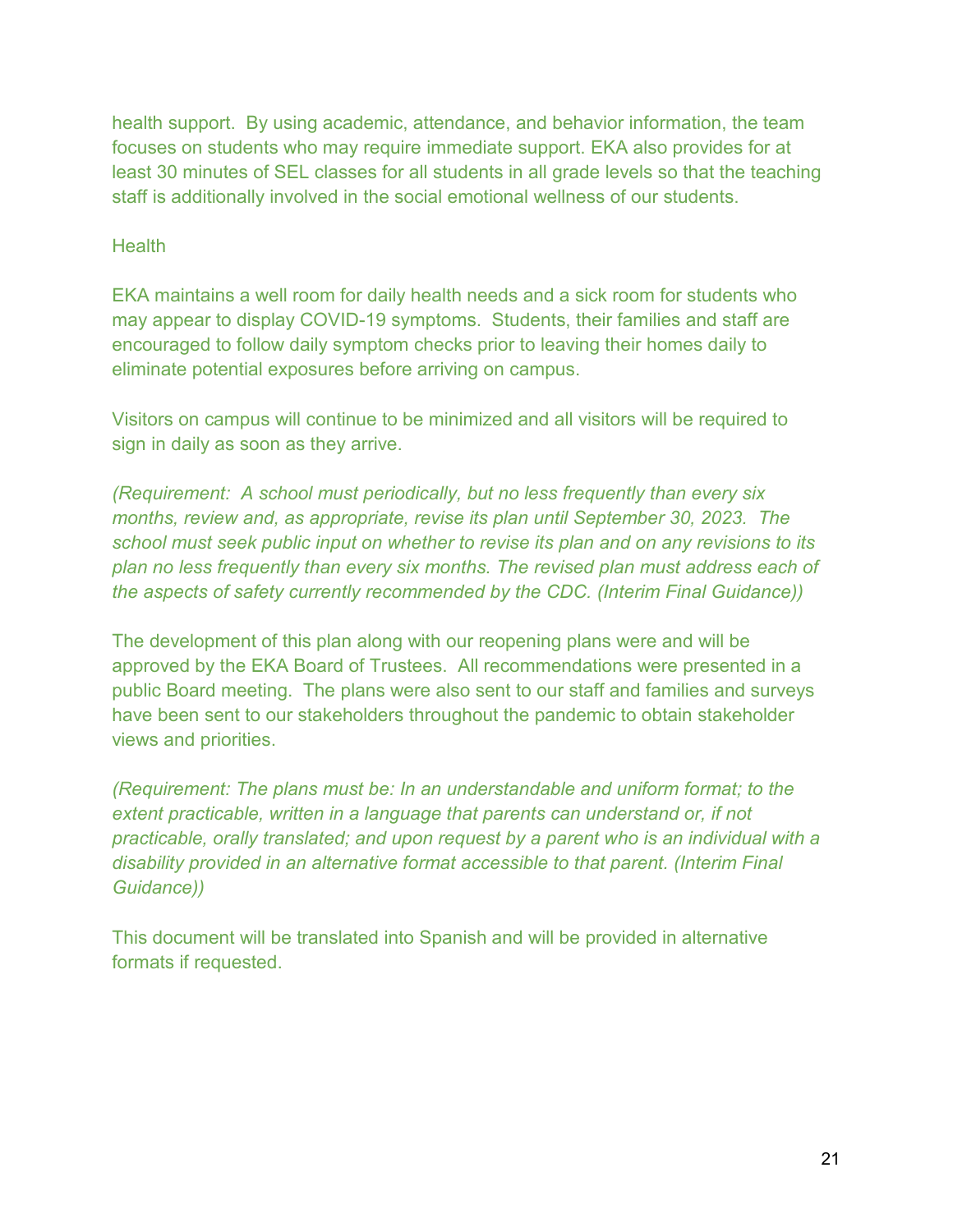health support. By using academic, attendance, and behavior information, the team focuses on students who may require immediate support. EKA also provides for at least 30 minutes of SEL classes for all students in all grade levels so that the teaching staff is additionally involved in the social emotional wellness of our students.

Health

EKA maintains a well room for daily health needs and a sick room for students who may appear to display COVID-19 symptoms. Students, their families and staff are encouraged to follow daily symptom checks prior to leaving their homes daily to eliminate potential exposures before arriving on campus.

Visitors on campus will continue to be minimized and all visitors will be required to sign in daily as soon as they arrive.

*(Requirement: A school must periodically, but no less frequently than every six months, review and, as appropriate, revise its plan until September 30, 2023. The school must seek public input on whether to revise its plan and on any revisions to its plan no less frequently than every six months. The revised plan must address each of the aspects of safety currently recommended by the CDC. (Interim Final Guidance))*

The development of this plan along with our reopening plans were and will be approved by the EKA Board of Trustees. All recommendations were presented in a public Board meeting. The plans were also sent to our staff and families and surveys have been sent to our stakeholders throughout the pandemic to obtain stakeholder views and priorities.

*(Requirement: The plans must be: In an understandable and uniform format; to the extent practicable, written in a language that parents can understand or, if not practicable, orally translated; and upon request by a parent who is an individual with a disability provided in an alternative format accessible to that parent. (Interim Final Guidance))*

This document will be translated into Spanish and will be provided in alternative formats if requested.